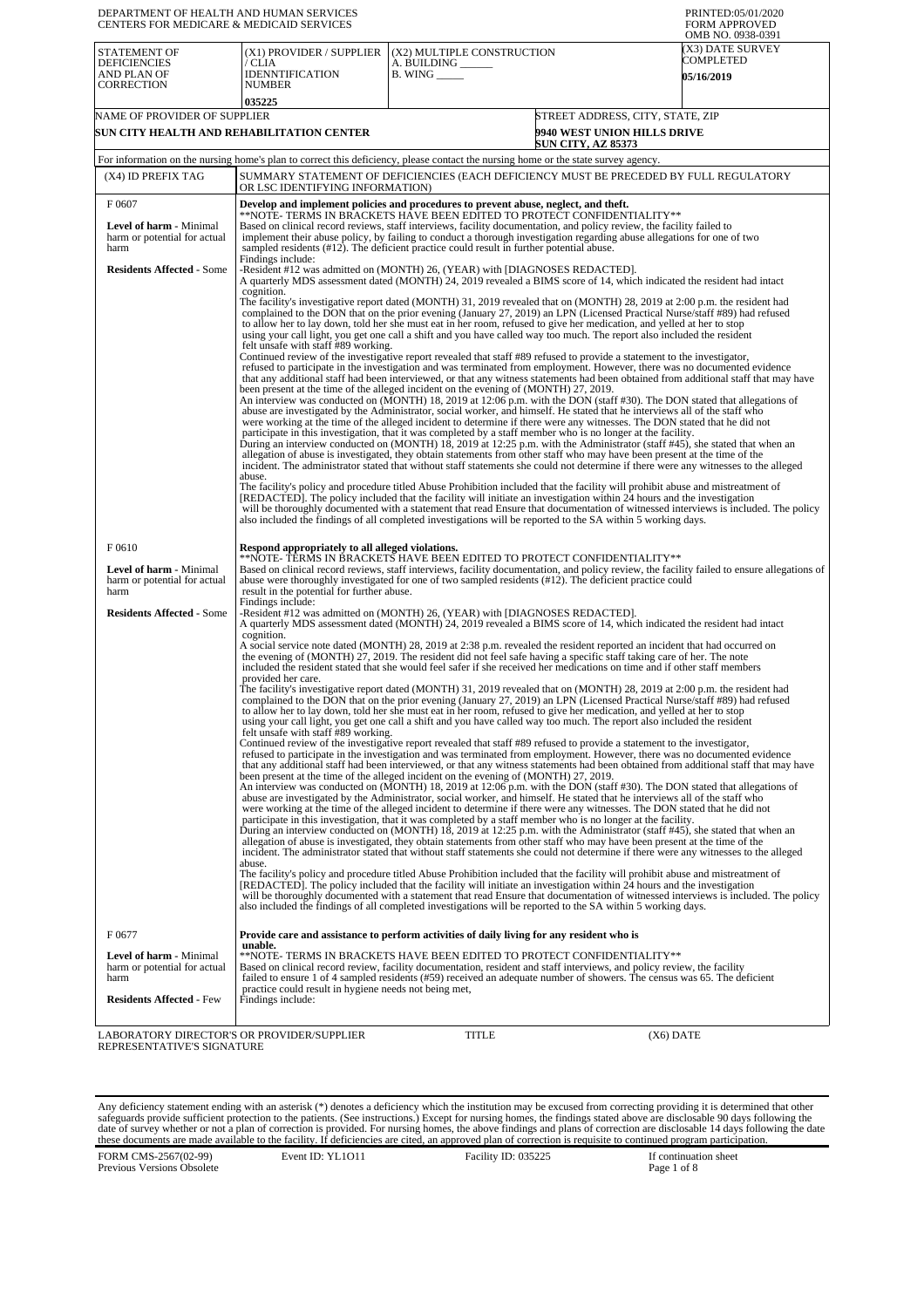DEPARTMENT OF HEALTH AND HUMAN SERVICES
CENTERS FOR MEDICARE & MEDICAID SERVICES

PRINTED:05/01/2020
FORM APPROVED
OMB NO. 0938-0391

| STATEMENT OF DEFICIENCIES AND PLAN OF CORRECTION | (X1) PROVIDER / SUPPLIER / CLIA IDENNTIFICATION NUMBER | (X2) MULTIPLE CONSTRUCTION | (X3) DATE SURVEY COMPLETED |
|---|---|---|---|
| | 035225 | A. BUILDING ______ B. WING _____ | 05/16/2019 |

| NAME OF PROVIDER OF SUPPLIER | STREET ADDRESS, CITY, STATE, ZIP |
|---|---|
| SUN CITY HEALTH AND REHABILITATION CENTER | 9940 WEST UNION HILLS DRIVE SUN CITY, AZ 85373 |

For information on the nursing home's plan to correct this deficiency, please contact the nursing home or the state survey agency.

| (X4) ID PREFIX TAG | SUMMARY STATEMENT OF DEFICIENCIES (EACH DEFICIENCY MUST BE PRECEDED BY FULL REGULATORY OR LSC IDENTIFYING INFORMATION) |
|---|---|
| F 0607<br><br>**Level of harm** - Minimal harm or potential for actual harm<br><br>**Residents Affected** - Some | **Develop and implement policies and procedures to prevent abuse, neglect, and theft.**<br>**NOTE- TERMS IN BRACKETS HAVE BEEN EDITED TO PROTECT CONFIDENTIALITY**<br>Based on clinical record reviews, staff interviews, facility documentation, and policy review, the facility failed to implement their abuse policy, by failing to conduct a thorough investigation regarding abuse allegations for one of two sampled residents (#12). The deficient practice could result in further potential abuse.<br>Findings include:<br>-Resident #12 was admitted on (MONTH) 26, (YEAR) with [DIAGNOSES REDACTED].<br>A quarterly MDS assessment dated (MONTH) 24, 2019 revealed a BIMS score of 14, which indicated the resident had intact cognition.<br>The facility's investigative report dated (MONTH) 31, 2019 revealed that on (MONTH) 28, 2019 at 2:00 p.m. the resident had complained to the DON that on the prior evening (January 27, 2019) an LPN (Licensed Practical Nurse/staff #89) had refused to allow her to lay down, told her she must eat in her room, refused to give her medication, and yelled at her to stop using your call light, you get one call a shift and you have called way too much. The report also included the resident felt unsafe with staff #89 working.<br>Continued review of the investigative report revealed that staff #89 refused to provide a statement to the investigator, refused to participate in the investigation and was terminated from employment. However, there was no documented evidence that any additional staff had been interviewed, or that any witness statements had been obtained from additional staff that may have been present at the time of the alleged incident on the evening of (MONTH) 27, 2019.<br>An interview was conducted on (MONTH) 18, 2019 at 12:06 p.m. with the DON (staff #30). The DON stated that allegations of abuse are investigated by the Administrator, social worker, and himself. He stated that he interviews all of the staff who were working at the time of the alleged incident to determine if there were any witnesses. The DON stated that he did not participate in this investigation, that it was completed by a staff member who is no longer at the facility.<br>During an interview conducted on (MONTH) 18, 2019 at 12:25 p.m. with the Administrator (staff #45), she stated that when an allegation of abuse is investigated, they obtain statements from other staff who may have been present at the time of the incident. The administrator stated that without staff statements she could not determine if there were any witnesses to the alleged abuse.<br>The facility's policy and procedure titled Abuse Prohibition included that the facility will prohibit abuse and mistreatment of [REDACTED]. The policy included that the facility will initiate an investigation within 24 hours and the investigation will be thoroughly documented with a statement that read Ensure that documentation of witnessed interviews is included. The policy also included the findings of all completed investigations will be reported to the SA within 5 working days. |
| F 0610<br><br>**Level of harm** - Minimal harm or potential for actual harm<br><br>**Residents Affected** - Some | **Respond appropriately to all alleged violations.**<br>**NOTE- TERMS IN BRACKETS HAVE BEEN EDITED TO PROTECT CONFIDENTIALITY**<br>Based on clinical record reviews, staff interviews, facility documentation, and policy review, the facility failed to ensure allegations of abuse were thoroughly investigated for one of two sampled residents (#12). The deficient practice could result in the potential for further abuse.<br>Findings include:<br>-Resident #12 was admitted on (MONTH) 26, (YEAR) with [DIAGNOSES REDACTED].<br>A quarterly MDS assessment dated (MONTH) 24, 2019 revealed a BIMS score of 14, which indicated the resident had intact cognition.<br>A social service note dated (MONTH) 28, 2019 at 2:38 p.m. revealed the resident reported an incident that had occurred on the evening of (MONTH) 27, 2019. The resident did not feel safe having a specific staff taking care of her. The note included the resident stated that she would feel safer if she received her medications on time and if other staff members provided her care.<br>The facility's investigative report dated (MONTH) 31, 2019 revealed that on (MONTH) 28, 2019 at 2:00 p.m. the resident had complained to the DON that on the prior evening (January 27, 2019) an LPN (Licensed Practical Nurse/staff #89) had refused to allow her to lay down, told her she must eat in her room, refused to give her medication, and yelled at her to stop using your call light, you get one call a shift and you have called way too much. The report also included the resident felt unsafe with staff #89 working.<br>Continued review of the investigative report revealed that staff #89 refused to provide a statement to the investigator, refused to participate in the investigation and was terminated from employment. However, there was no documented evidence that any additional staff had been interviewed, or that any witness statements had been obtained from additional staff that may have been present at the time of the alleged incident on the evening of (MONTH) 27, 2019.<br>An interview was conducted on (MONTH) 18, 2019 at 12:06 p.m. with the DON (staff #30). The DON stated that allegations of abuse are investigated by the Administrator, social worker, and himself. He stated that he interviews all of the staff who were working at the time of the alleged incident to determine if there were any witnesses. The DON stated that he did not participate in this investigation, that it was completed by a staff member who is no longer at the facility.<br>During an interview conducted on (MONTH) 18, 2019 at 12:25 p.m. with the Administrator (staff #45), she stated that when an allegation of abuse is investigated, they obtain statements from other staff who may have been present at the time of the incident. The administrator stated that without staff statements she could not determine if there were any witnesses to the alleged abuse.<br>The facility's policy and procedure titled Abuse Prohibition included that the facility will prohibit abuse and mistreatment of [REDACTED]. The policy included that the facility will initiate an investigation within 24 hours and the investigation will be thoroughly documented with a statement that read Ensure that documentation of witnessed interviews is included. The policy also included the findings of all completed investigations will be reported to the SA within 5 working days. |
| F 0677<br><br>**Level of harm** - Minimal harm or potential for actual harm<br><br>**Residents Affected** - Few | **Provide care and assistance to perform activities of daily living for any resident who is unable.**<br>**NOTE- TERMS IN BRACKETS HAVE BEEN EDITED TO PROTECT CONFIDENTIALITY**<br>Based on clinical record review, facility documentation, resident and staff interviews, and policy review, the facility failed to ensure 1 of 4 sampled residents (#59) received an adequate number of showers. The census was 65. The deficient practice could result in hygiene needs not being met,<br>Findings include: |

LABORATORY DIRECTOR'S OR PROVIDER/SUPPLIER REPRESENTATIVE'S SIGNATURE | TITLE | (X6) DATE

Any deficiency statement ending with an asterisk (*) denotes a deficiency which the institution may be excused from correcting providing it is determined that other safeguards provide sufficient protection to the patients. (See instructions.) Except for nursing homes, the findings stated above are disclosable 90 days following the date of survey whether or not a plan of correction is provided. For nursing homes, the above findings and plans of correction are disclosable 14 days following the date these documents are made available to the facility. If deficiencies are cited, an approved plan of correction is requisite to continued program participation.

FORM CMS-2567(02-99) Previous Versions Obsolete | Event ID: YL1O11 | Facility ID: 035225 | If continuation sheet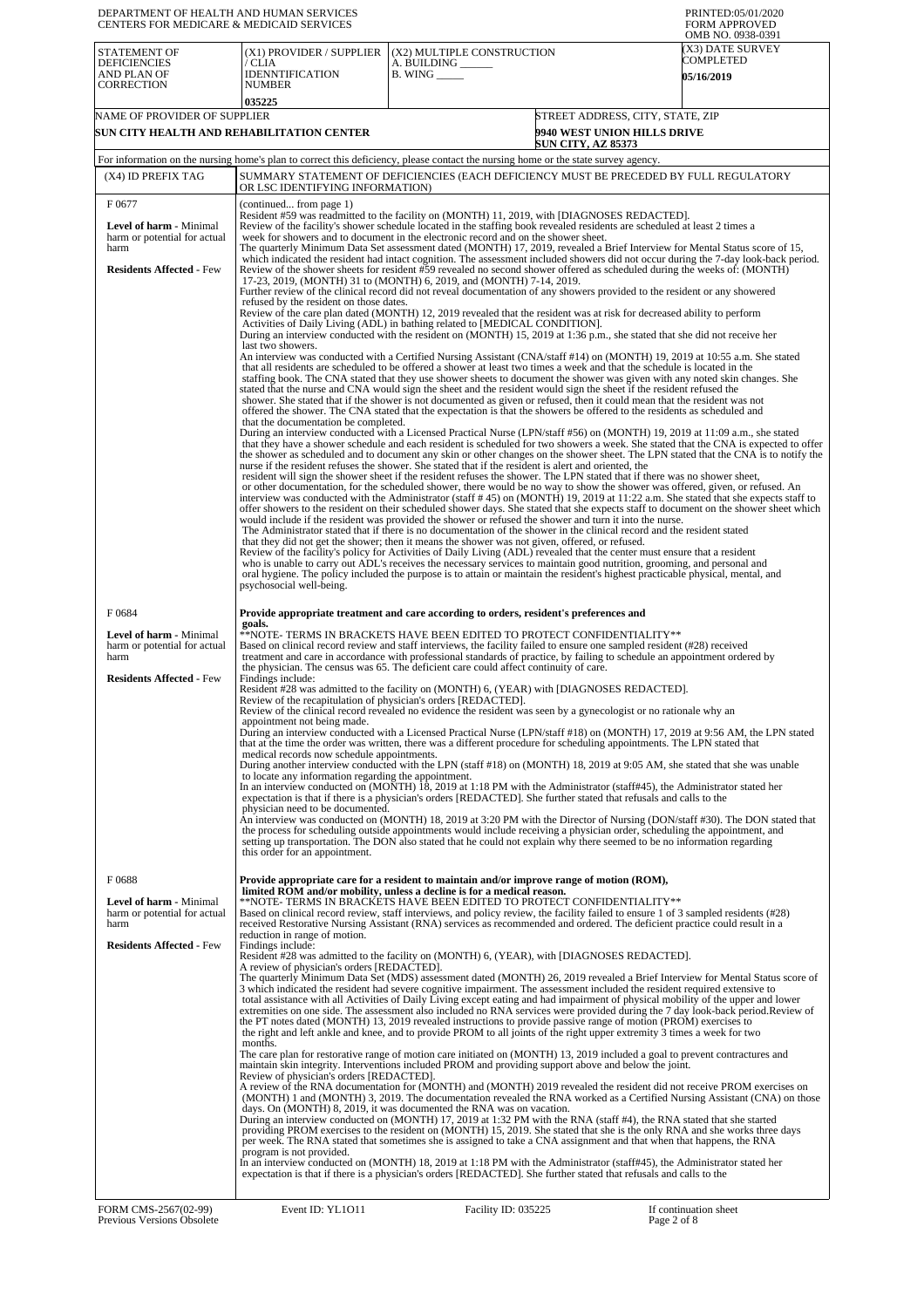DEPARTMENT OF HEALTH AND HUMAN SERVICES
CENTERS FOR MEDICARE & MEDICAID SERVICES

PRINTED:05/01/2020
FORM APPROVED
OMB NO. 0938-0391

| STATEMENT OF DEFICIENCIES AND PLAN OF CORRECTION | (X1) PROVIDER / SUPPLIER / CLIA IDENNTIFICATION NUMBER | (X2) MULTIPLE CONSTRUCTION A. BUILDING ______ B. WING _____ | (X3) DATE SURVEY COMPLETED |
|---|---|---|---|
| | 035225 | | 05/16/2019 |

| NAME OF PROVIDER OF SUPPLIER | STREET ADDRESS, CITY, STATE, ZIP |
|---|---|
| SUN CITY HEALTH AND REHABILITATION CENTER | 9940 WEST UNION HILLS DRIVE SUN CITY, AZ 85373 |

For information on the nursing home's plan to correct this deficiency, please contact the nursing home or the state survey agency.

| (X4) ID PREFIX TAG | SUMMARY STATEMENT OF DEFICIENCIES (EACH DEFICIENCY MUST BE PRECEDED BY FULL REGULATORY OR LSC IDENTIFYING INFORMATION) |
|---|---|
| F 0677<br><br>**Level of harm** - Minimal harm or potential for actual harm<br><br>**Residents Affected** - Few | (continued... from page 1)<br>Resident #59 was readmitted to the facility on (MONTH) 11, 2019, with [DIAGNOSES REDACTED].<br>Review of the facility's shower schedule located in the staffing book revealed residents are scheduled at least 2 times a week for showers and to document in the electronic record and on the shower sheet.<br>The quarterly Minimum Data Set assessment dated (MONTH) 17, 2019, revealed a Brief Interview for Mental Status score of 15, which indicated the resident had intact cognition. The assessment included showers did not occur during the 7-day look-back period.<br>Review of the shower sheets for resident #59 revealed no second shower offered as scheduled during the weeks of: (MONTH) 17-23, 2019, (MONTH) 31 to (MONTH) 6, 2019, and (MONTH) 7-14, 2019.<br>Further review of the clinical record did not reveal documentation of any showers provided to the resident or any showered refused by the resident on those dates.<br>Review of the care plan dated (MONTH) 12, 2019 revealed that the resident was at risk for decreased ability to perform Activities of Daily Living (ADL) in bathing related to [MEDICAL CONDITION].<br>During an interview conducted with the resident on (MONTH) 15, 2019 at 1:36 p.m., she stated that she did not receive her last two showers.<br>An interview was conducted with a Certified Nursing Assistant (CNA/staff #14) on (MONTH) 19, 2019 at 10:55 a.m. She stated that all residents are scheduled to be offered a shower at least two times a week and that the schedule is located in the staffing book. The CNA stated that they use shower sheets to document the shower was given with any noted skin changes. She stated that the nurse and CNA would sign the sheet and the resident would sign the sheet if the resident refused the shower. She stated that if the shower is not documented as given or refused, then it could mean that the resident was not offered the shower. The CNA stated that the expectation is that the showers be offered to the residents as scheduled and that the documentation be completed.<br>During an interview conducted with a Licensed Practical Nurse (LPN/staff #56) on (MONTH) 19, 2019 at 11:09 a.m., she stated that they have a shower schedule and each resident is scheduled for two showers a week. She stated that the CNA is expected to offer the shower as scheduled and to document any skin or other changes on the shower sheet. The LPN stated that the CNA is to notify the nurse if the resident refuses the shower. She stated that if the resident is alert and oriented, the resident will sign the shower sheet if the resident refuses the shower. The LPN stated that if there was no shower sheet, or other documentation, for the scheduled shower, there would be no way to show the shower was offered, given, or refused. An interview was conducted with the Administrator (staff # 45) on (MONTH) 19, 2019 at 11:22 a.m. She stated that she expects staff to offer showers to the resident on their scheduled shower days. She stated that she expects staff to document on the shower sheet which would include if the resident was provided the shower or refused the shower and turn it into the nurse.<br>The Administrator stated that if there is no documentation of the shower in the clinical record and the resident stated that they did not get the shower; then it means the shower was not given, offered, or refused.<br>Review of the facility's policy for Activities of Daily Living (ADL) revealed that the center must ensure that a resident who is unable to carry out ADL's receives the necessary services to maintain good nutrition, grooming, and personal and oral hygiene. The policy included the purpose is to attain or maintain the resident's highest practicable physical, mental, and psychosocial well-being. |
| F 0684<br><br>**Level of harm** - Minimal harm or potential for actual harm<br><br>**Residents Affected** - Few | **Provide appropriate treatment and care according to orders, resident's preferences and goals.**<br>**NOTE- TERMS IN BRACKETS HAVE BEEN EDITED TO PROTECT CONFIDENTIALITY**<br>Based on clinical record review and staff interviews, the facility failed to ensure one sampled resident (#28) received treatment and care in accordance with professional standards of practice, by failing to schedule an appointment ordered by the physician. The census was 65. The deficient care could affect continuity of care.<br>Findings include:<br>Resident #28 was admitted to the facility on (MONTH) 6, (YEAR) with [DIAGNOSES REDACTED].<br>Review of the recapitulation of physician's orders [REDACTED].<br>Review of the clinical record revealed no evidence the resident was seen by a gynecologist or no rationale why an appointment not being made.<br>During an interview conducted with a Licensed Practical Nurse (LPN/staff #18) on (MONTH) 17, 2019 at 9:56 AM, the LPN stated that at the time the order was written, there was a different procedure for scheduling appointments. The LPN stated that medical records now schedule appointments.<br>During another interview conducted with the LPN (staff #18) on (MONTH) 18, 2019 at 9:05 AM, she stated that she was unable to locate any information regarding the appointment.<br>In an interview conducted on (MONTH) 18, 2019 at 1:18 PM with the Administrator (staff#45), the Administrator stated her expectation is that if there is a physician's orders [REDACTED]. She further stated that refusals and calls to the physician need to be documented.<br>An interview was conducted on (MONTH) 18, 2019 at 3:20 PM with the Director of Nursing (DON/staff #30). The DON stated that the process for scheduling outside appointments would include receiving a physician order, scheduling the appointment, and setting up transportation. The DON also stated that he could not explain why there seemed to be no information regarding this order for an appointment. |
| F 0688<br><br>**Level of harm** - Minimal harm or potential for actual harm<br><br>**Residents Affected** - Few | **Provide appropriate care for a resident to maintain and/or improve range of motion (ROM), limited ROM and/or mobility, unless a decline is for a medical reason.**<br>**NOTE- TERMS IN BRACKETS HAVE BEEN EDITED TO PROTECT CONFIDENTIALITY**<br>Based on clinical record review, staff interviews, and policy review, the facility failed to ensure 1 of 3 sampled residents (#28) received Restorative Nursing Assistant (RNA) services as recommended and ordered. The deficient practice could result in a reduction in range of motion.<br>Findings include:<br>Resident #28 was admitted to the facility on (MONTH) 6, (YEAR), with [DIAGNOSES REDACTED].<br>A review of physician's orders [REDACTED].<br>The quarterly Minimum Data Set (MDS) assessment dated (MONTH) 26, 2019 revealed a Brief Interview for Mental Status score of 3 which indicated the resident had severe cognitive impairment. The assessment included the resident required extensive to total assistance with all Activities of Daily Living except eating and had impairment of physical mobility of the upper and lower extremities on one side. The assessment also included no RNA services were provided during the 7 day look-back period.Review of the PT notes dated (MONTH) 13, 2019 revealed instructions to provide passive range of motion (PROM) exercises to the right and left ankle and knee, and to provide PROM to all joints of the right upper extremity 3 times a week for two months.<br>The care plan for restorative range of motion care initiated on (MONTH) 13, 2019 included a goal to prevent contractures and maintain skin integrity. Interventions included PROM and providing support above and below the joint.<br>Review of physician's orders [REDACTED].<br>A review of the RNA documentation for (MONTH) and (MONTH) 2019 revealed the resident did not receive PROM exercises on (MONTH) 1 and (MONTH) 3, 2019. The documentation revealed the RNA worked as a Certified Nursing Assistant (CNA) on those days. On (MONTH) 8, 2019, it was documented the RNA was on vacation.<br>During an interview conducted on (MONTH) 17, 2019 at 1:32 PM with the RNA (staff #4), the RNA stated that she started providing PROM exercises to the resident on (MONTH) 15, 2019. She stated that she is the only RNA and she works three days per week. The RNA stated that sometimes she is assigned to take a CNA assignment and that when that happens, the RNA program is not provided.<br>In an interview conducted on (MONTH) 18, 2019 at 1:18 PM with the Administrator (staff#45), the Administrator stated her expectation is that if there is a physician's orders [REDACTED]. She further stated that refusals and calls to the |

FORM CMS-2567(02-99) Previous Versions Obsolete | Event ID: YL1O11 | Facility ID: 035225 | If continuation sheet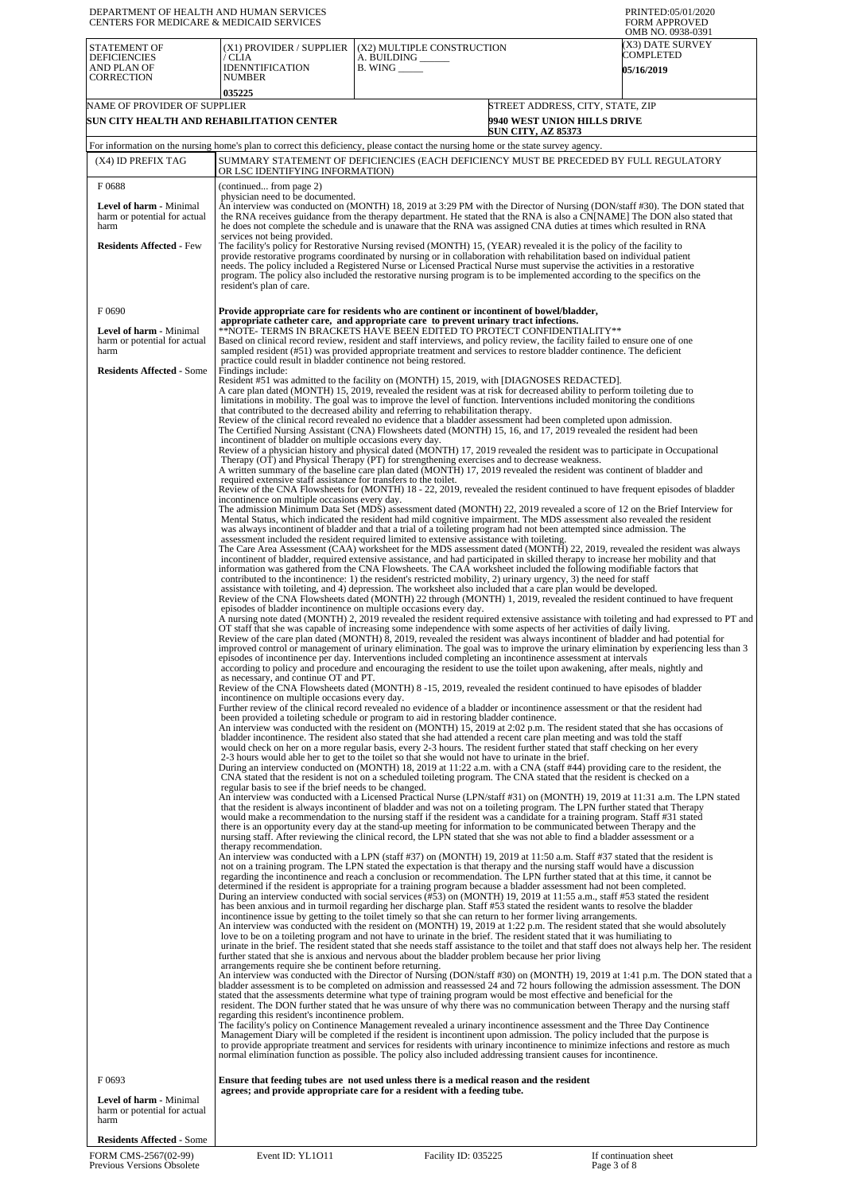DEPARTMENT OF HEALTH AND HUMAN SERVICES
CENTERS FOR MEDICARE & MEDICAID SERVICES

PRINTED:05/01/2020
FORM APPROVED
OMB NO. 0938-0391

| STATEMENT OF DEFICIENCIES AND PLAN OF CORRECTION | (X1) PROVIDER / SUPPLIER / CLIA IDENNTIFICATION NUMBER | (X2) MULTIPLE CONSTRUCTION A. BUILDING ______ B. WING _____ | (X3) DATE SURVEY COMPLETED |
|---|---|---|---|
| | 035225 | | 05/16/2019 |

| NAME OF PROVIDER OF SUPPLIER | STREET ADDRESS, CITY, STATE, ZIP |
|---|---|
| SUN CITY HEALTH AND REHABILITATION CENTER | 9940 WEST UNION HILLS DRIVE SUN CITY, AZ 85373 |

For information on the nursing home's plan to correct this deficiency, please contact the nursing home or the state survey agency.

| (X4) ID PREFIX TAG | SUMMARY STATEMENT OF DEFICIENCIES (EACH DEFICIENCY MUST BE PRECEDED BY FULL REGULATORY OR LSC IDENTIFYING INFORMATION) |
|---|---|
| F 0688<br><br>**Level of harm** - Minimal harm or potential for actual harm<br><br>**Residents Affected** - Few | (continued... from page 2)<br>physician need to be documented.<br>An interview was conducted on (MONTH) 18, 2019 at 3:29 PM with the Director of Nursing (DON/staff #30). The DON stated that the RNA receives guidance from the therapy department. He stated that the RNA is also a CN[NAME] The DON also stated that he does not complete the schedule and is unaware that the RNA was assigned CNA duties at times which resulted in RNA services not being provided.<br>The facility's policy for Restorative Nursing revised (MONTH) 15, (YEAR) revealed it is the policy of the facility to provide restorative programs coordinated by nursing or in collaboration with rehabilitation based on individual patient needs. The policy included a Registered Nurse or Licensed Practical Nurse must supervise the activities in a restorative program. The policy also included the restorative nursing program is to be implemented according to the specifics on the resident's plan of care. |
| F 0690<br><br>**Level of harm** - Minimal harm or potential for actual harm<br><br>**Residents Affected** - Some | **Provide appropriate care for residents who are continent or incontinent of bowel/bladder, appropriate catheter care, and appropriate care to prevent urinary tract infections.**<br>**NOTE- TERMS IN BRACKETS HAVE BEEN EDITED TO PROTECT CONFIDENTIALITY**<br>Based on clinical record review, resident and staff interviews, and policy review, the facility failed to ensure one of one sampled resident (#51) was provided appropriate treatment and services to restore bladder continence. The deficient practice could result in bladder continence not being restored.<br>Findings include:<br>Resident #51 was admitted to the facility on (MONTH) 15, 2019, with [DIAGNOSES REDACTED].<br>A care plan dated (MONTH) 15, 2019, revealed the resident was at risk for decreased ability to perform toileting due to limitations in mobility. The goal was to improve the level of function. Interventions included monitoring the conditions that contributed to the decreased ability and referring to rehabilitation therapy.<br>Review of the clinical record revealed no evidence that a bladder assessment had been completed upon admission.<br>The Certified Nursing Assistant (CNA) Flowsheets dated (MONTH) 15, 16, and 17, 2019 revealed the resident had been incontinent of bladder on multiple occasions every day.<br>Review of a physician history and physical dated (MONTH) 17, 2019 revealed the resident was to participate in Occupational Therapy (OT) and Physical Therapy (PT) for strengthening exercises and to decrease weakness.<br>A written summary of the baseline care plan dated (MONTH) 17, 2019 revealed the resident was continent of bladder and required extensive staff assistance for transfers to the toilet.<br>Review of the CNA Flowsheets for (MONTH) 18 - 22, 2019, revealed the resident continued to have frequent episodes of bladder incontinence on multiple occasions every day.<br>The admission Minimum Data Set (MDS) assessment dated (MONTH) 22, 2019 revealed a score of 12 on the Brief Interview for Mental Status, which indicated the resident had mild cognitive impairment. The MDS assessment also revealed the resident was always incontinent of bladder and that a trial of a toileting program had not been attempted since admission. The assessment included the resident required limited to extensive assistance with toileting.<br>The Care Area Assessment (CAA) worksheet for the MDS assessment dated (MONTH) 22, 2019, revealed the resident was always incontinent of bladder, required extensive assistance, and had participated in skilled therapy to increase her mobility and that information was gathered from the CNA Flowsheets. The CAA worksheet included the following modifiable factors that contributed to the incontinence: 1) the resident's restricted mobility, 2) urinary urgency, 3) the need for staff assistance with toileting, and 4) depression. The worksheet also included that a care plan would be developed.<br>Review of the CNA Flowsheets dated (MONTH) 22 through (MONTH) 1, 2019, revealed the resident continued to have frequent episodes of bladder incontinence on multiple occasions every day.<br>A nursing note dated (MONTH) 2, 2019 revealed the resident required extensive assistance with toileting and had expressed to PT and OT staff that she was capable of increasing some independence with some aspects of her activities of daily living.<br>Review of the care plan dated (MONTH) 8, 2019, revealed the resident was always incontinent of bladder and had potential for improved control or management of urinary elimination. The goal was to improve the urinary elimination by experiencing less than 3 episodes of incontinence per day. Interventions included completing an incontinence assessment at intervals according to policy and procedure and encouraging the resident to use the toilet upon awakening, after meals, nightly and as necessary, and continue OT and PT.<br>Review of the CNA Flowsheets dated (MONTH) 8 -15, 2019, revealed the resident continued to have episodes of bladder incontinence on multiple occasions every day.<br>Further review of the clinical record revealed no evidence of a bladder or incontinence assessment or that the resident had been provided a toileting schedule or program to aid in restoring bladder continence.<br>An interview was conducted with the resident on (MONTH) 15, 2019 at 2:02 p.m. The resident stated that she has occasions of bladder incontinence. The resident also stated that she had attended a recent care plan meeting and was told the staff would check on her on a more regular basis, every 2-3 hours. The resident further stated that staff checking on her every 2-3 hours would able her to get to the toilet so that she would not have to urinate in the brief.<br>During an interview conducted on (MONTH) 18, 2019 at 11:22 a.m. with a CNA (staff #44) providing care to the resident, the CNA stated that the resident is not on a scheduled toileting program. The CNA stated that the resident is checked on a regular basis to see if the brief needs to be changed.<br>An interview was conducted with a Licensed Practical Nurse (LPN/staff #31) on (MONTH) 19, 2019 at 11:31 a.m. The LPN stated that the resident is always incontinent of bladder and was not on a toileting program. The LPN further stated that Therapy would make a recommendation to the nursing staff if the resident was a candidate for a training program. Staff #31 stated there is an opportunity every day at the stand-up meeting for information to be communicated between Therapy and the nursing staff. After reviewing the clinical record, the LPN stated that she was not able to find a bladder assessment or a therapy recommendation.<br>An interview was conducted with a LPN (staff #37) on (MONTH) 19, 2019 at 11:50 a.m. Staff #37 stated that the resident is not on a training program. The LPN stated the expectation is that therapy and the nursing staff would have a discussion regarding the incontinence and reach a conclusion or recommendation. The LPN further stated that at this time, it cannot be determined if the resident is appropriate for a training program because a bladder assessment had not been completed.<br>During an interview conducted with social services (#53) on (MONTH) 19, 2019 at 11:55 a.m., staff #53 stated the resident has been anxious and in turmoil regarding her discharge plan. Staff #53 stated the resident wants to resolve the bladder incontinence issue by getting to the toilet timely so that she can return to her former living arrangements.<br>An interview was conducted with the resident on (MONTH) 19, 2019 at 1:22 p.m. The resident stated that she would absolutely love to be on a toileting program and not have to urinate in the brief. The resident stated that it was humiliating to urinate in the brief. The resident stated that she needs staff assistance to the toilet and that staff does not always help her. The resident further stated that she is anxious and nervous about the bladder problem because her prior living arrangements require she be continent before returning.<br>An interview was conducted with the Director of Nursing (DON/staff #30) on (MONTH) 19, 2019 at 1:41 p.m. The DON stated that a bladder assessment is to be completed on admission and reassessed 24 and 72 hours following the admission assessment. The DON stated that the assessments determine what type of training program would be most effective and beneficial for the resident. The DON further stated that he was unsure of why there was no communication between Therapy and the nursing staff regarding this resident's incontinence problem.<br>The facility's policy on Continence Management revealed a urinary incontinence assessment and the Three Day Continence Management Diary will be completed if the resident is incontinent upon admission. The policy included that the purpose is to provide appropriate treatment and services for residents with urinary incontinence to minimize infections and restore as much normal elimination function as possible. The policy also included addressing transient causes for incontinence. |
| F 0693<br><br>**Level of harm** - Minimal harm or potential for actual harm<br><br>**Residents Affected** - Some | **Ensure that feeding tubes are not used unless there is a medical reason and the resident agrees; and provide appropriate care for a resident with a feeding tube.** |

FORM CMS-2567(02-99) Previous Versions Obsolete | Event ID: YL1O11 | Facility ID: 035225 | If continuation sheet Page 3 of 8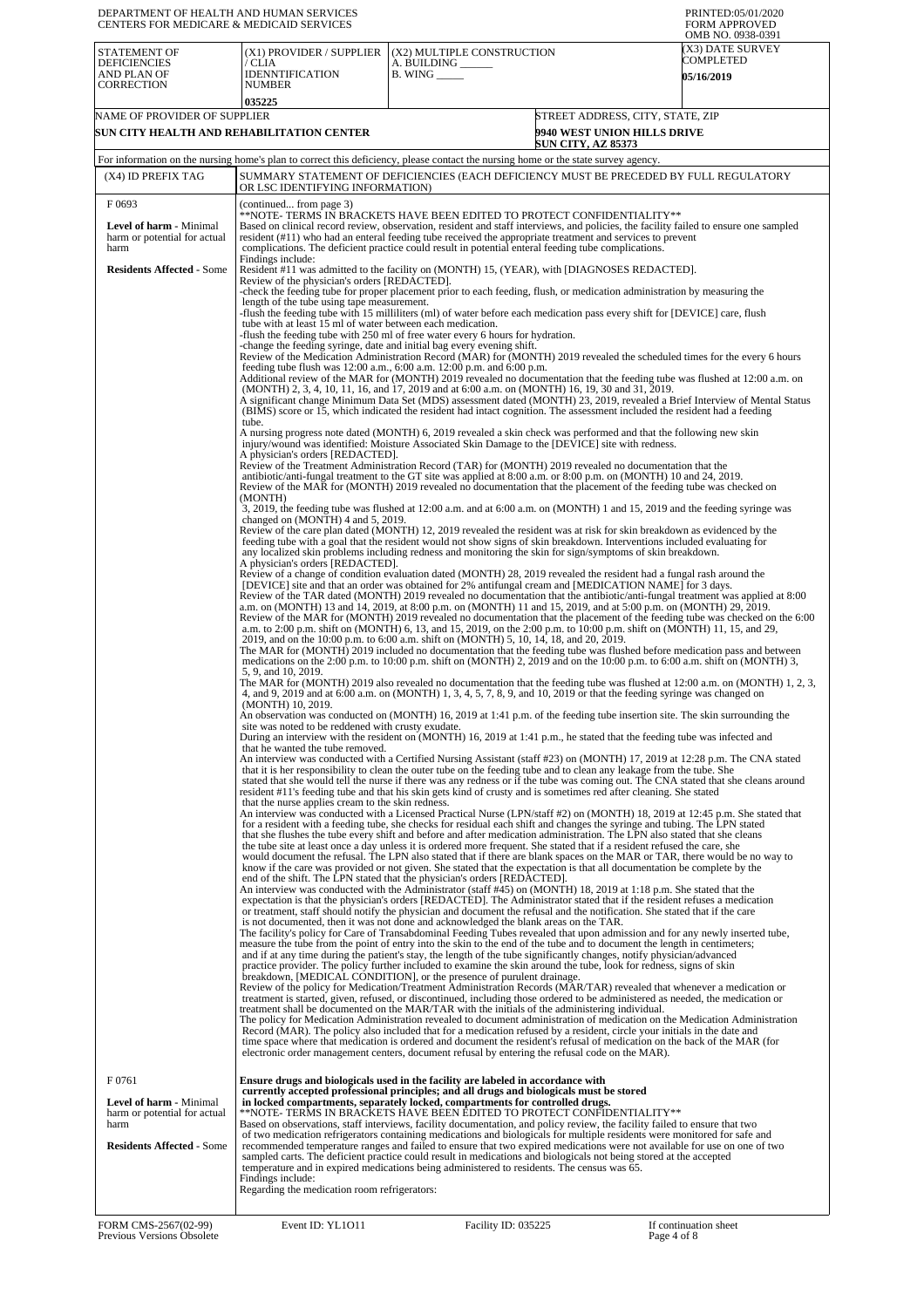DEPARTMENT OF HEALTH AND HUMAN SERVICES
CENTERS FOR MEDICARE & MEDICAID SERVICES

PRINTED:05/01/2020
FORM APPROVED
OMB NO. 0938-0391

| STATEMENT OF DEFICIENCIES AND PLAN OF CORRECTION | (X1) PROVIDER / SUPPLIER / CLIA IDENNTIFICATION NUMBER | (X2) MULTIPLE CONSTRUCTION A. BUILDING ______ B. WING _____ | (X3) DATE SURVEY COMPLETED |
|---|---|---|---|
| | 035225 | | 05/16/2019 |

| NAME OF PROVIDER OF SUPPLIER | STREET ADDRESS, CITY, STATE, ZIP |
|---|---|
| SUN CITY HEALTH AND REHABILITATION CENTER | 9940 WEST UNION HILLS DRIVE SUN CITY, AZ 85373 |

For information on the nursing home's plan to correct this deficiency, please contact the nursing home or the state survey agency.

| (X4) ID PREFIX TAG | SUMMARY STATEMENT OF DEFICIENCIES (EACH DEFICIENCY MUST BE PRECEDED BY FULL REGULATORY OR LSC IDENTIFYING INFORMATION) |
|---|---|
| F 0693 **Level of harm** - Minimal harm or potential for actual harm **Residents Affected** - Some | (continued... from page 3) **NOTE- TERMS IN BRACKETS HAVE BEEN EDITED TO PROTECT CONFIDENTIALITY** Based on clinical record review, observation, resident and staff interviews, and policies, the facility failed to ensure one sampled resident (#11) who had an enteral feeding tube received the appropriate treatment and services to prevent complications. The deficient practice could result in potential enteral feeding tube complications. Findings include: Resident #11 was admitted to the facility on (MONTH) 15, (YEAR), with [DIAGNOSES REDACTED]. Review of the physician's orders [REDACTED]. -check the feeding tube for proper placement prior to each feeding, flush, or medication administration by measuring the length of the tube using tape measurement. -flush the feeding tube with 15 milliliters (ml) of water before each medication pass every shift for [DEVICE] care, flush tube with at least 15 ml of water between each medication. -flush the feeding tube with 250 ml of free water every 6 hours for hydration. -change the feeding syringe, date and initial bag every evening shift. Review of the Medication Administration Record (MAR) for (MONTH) 2019 revealed the scheduled times for the every 6 hours feeding tube flush was 12:00 a.m., 6:00 a.m. 12:00 p.m. and 6:00 p.m. Additional review of the MAR for (MONTH) 2019 revealed no documentation that the feeding tube was flushed at 12:00 a.m. on (MONTH) 2, 3, 4, 10, 11, 16, and 17, 2019 and at 6:00 a.m. on (MONTH) 16, 19, 30 and 31, 2019. A significant change Minimum Data Set (MDS) assessment dated (MONTH) 23, 2019, revealed a Brief Interview of Mental Status (BIMS) score or 15, which indicated the resident had intact cognition. The assessment included the resident had a feeding tube. A nursing progress note dated (MONTH) 6, 2019 revealed a skin check was performed and that the following new skin injury/wound was identified: Moisture Associated Skin Damage to the [DEVICE] site with redness. A physician's orders [REDACTED]. Review of the Treatment Administration Record (TAR) for (MONTH) 2019 revealed no documentation that the antibiotic/anti-fungal treatment to the GT site was applied at 8:00 a.m. or 8:00 p.m. on (MONTH) 10 and 24, 2019. Review of the MAR for (MONTH) 2019 revealed no documentation that the placement of the feeding tube was checked on (MONTH) 3, 2019, the feeding tube was flushed at 12:00 a.m. and at 6:00 a.m. on (MONTH) 1 and 15, 2019 and the feeding syringe was changed on (MONTH) 4 and 5, 2019. Review of the care plan dated (MONTH) 12, 2019 revealed the resident was at risk for skin breakdown as evidenced by the feeding tube with a goal that the resident would not show signs of skin breakdown. Interventions included evaluating for any localized skin problems including redness and monitoring the skin for sign/symptoms of skin breakdown. A physician's orders [REDACTED]. Review of a change of condition evaluation dated (MONTH) 28, 2019 revealed the resident had a fungal rash around the [DEVICE] site and that an order was obtained for 2% antifungal cream and [MEDICATION NAME] for 3 days. Review of the TAR dated (MONTH) 2019 revealed no documentation that the antibiotic/anti-fungal treatment was applied at 8:00 a.m. on (MONTH) 13 and 14, 2019, at 8:00 p.m. on (MONTH) 11 and 15, 2019, and at 5:00 p.m. on (MONTH) 29, 2019. Review of the MAR for (MONTH) 2019 revealed no documentation that the placement of the feeding tube was checked on the 6:00 a.m. to 2:00 p.m. shift on (MONTH) 6, 13, and 15, 2019, on the 2:00 p.m. to 10:00 p.m. shift on (MONTH) 11, 15, and 29, 2019, and on the 10:00 p.m. to 6:00 a.m. shift on (MONTH) 5, 10, 14, 18, and 20, 2019. The MAR for (MONTH) 2019 included no documentation that the feeding tube was flushed before medication pass and between medications on the 2:00 p.m. to 10:00 p.m. shift on (MONTH) 2, 2019 and on the 10:00 p.m. to 6:00 a.m. shift on (MONTH) 3, 5, 9, and 10, 2019. The MAR for (MONTH) 2019 also revealed no documentation that the feeding tube was flushed at 12:00 a.m. on (MONTH) 1, 2, 3, 4, and 9, 2019 and at 6:00 a.m. on (MONTH) 1, 3, 4, 5, 7, 8, 9, and 10, 2019 or that the feeding syringe was changed on (MONTH) 10, 2019. An observation was conducted on (MONTH) 16, 2019 at 1:41 p.m. of the feeding tube insertion site. The skin surrounding the site was noted to be reddened with crusty exudate. During an interview with the resident on (MONTH) 16, 2019 at 1:41 p.m., he stated that the feeding tube was infected and that he wanted the tube removed. An interview was conducted with a Certified Nursing Assistant (staff #23) on (MONTH) 17, 2019 at 12:28 p.m. The CNA stated that it is her responsibility to clean the outer tube on the feeding tube and to clean any leakage from the tube. She stated that she would tell the nurse if there was any redness or if the tube was coming out. The CNA stated that she cleans around resident #11's feeding tube and that his skin gets kind of crusty and is sometimes red after cleaning. She stated that the nurse applies cream to the skin redness. An interview was conducted with a Licensed Practical Nurse (LPN/staff #2) on (MONTH) 18, 2019 at 12:45 p.m. She stated that for a resident with a feeding tube, she checks for residual each shift and changes the syringe and tubing. The LPN stated that she flushes the tube every shift and before and after medication administration. The LPN also stated that she cleans the tube site at least once a day unless it is ordered more frequent. She stated that if a resident refused the care, she would document the refusal. The LPN also stated that if there are blank spaces on the MAR or TAR, there would be no way to know if the care was provided or not given. She stated that the expectation is that all documentation be complete by the end of the shift. The LPN stated that the physician's orders [REDACTED]. An interview was conducted with the Administrator (staff #45) on (MONTH) 18, 2019 at 1:18 p.m. She stated that the expectation is that the physician's orders [REDACTED]. The Administrator stated that if the resident refuses a medication or treatment, staff should notify the physician and document the refusal and the notification. She stated that if the care is not documented, then it was not done and acknowledged the blank areas on the TAR. The facility's policy for Care of Transabdominal Feeding Tubes revealed that upon admission and for any newly inserted tube, measure the tube from the point of entry into the skin to the end of the tube and to document the length in centimeters; and if at any time during the patient's stay, the length of the tube significantly changes, notify physician/advanced practice provider. The policy further included to examine the skin around the tube, look for redness, signs of skin breakdown, [MEDICAL CONDITION], or the presence of purulent drainage. Review of the policy for Medication/Treatment Administration Records (MAR/TAR) revealed that whenever a medication or treatment is started, given, refused, or discontinued, including those ordered to be administered as needed, the medication or treatment shall be documented on the MAR/TAR with the initials of the administering individual. The policy for Medication Administration revealed to document administration of medication on the Medication Administration Record (MAR). The policy also included that for a medication refused by a resident, circle your initials in the date and time space where that medication is ordered and document the resident's refusal of medication on the back of the MAR (for electronic order management centers, document refusal by entering the refusal code on the MAR). |
| F 0761 **Level of harm** - Minimal harm or potential for actual harm **Residents Affected** - Some | **Ensure drugs and biologicals used in the facility are labeled in accordance with currently accepted professional principles; and all drugs and biologicals must be stored in locked compartments, separately locked, compartments for controlled drugs.** **NOTE- TERMS IN BRACKETS HAVE BEEN EDITED TO PROTECT CONFIDENTIALITY** Based on observations, staff interviews, facility documentation, and policy review, the facility failed to ensure that two of two medication refrigerators containing medications and biologicals for multiple residents were monitored for safe and recommended temperature ranges and failed to ensure that two expired medications were not available for use on one of two sampled carts. The deficient practice could result in medications and biologicals not being stored at the accepted temperature and in expired medications being administered to residents. The census was 65. Findings include: Regarding the medication room refrigerators: |

FORM CMS-2567(02-99) Previous Versions Obsolete | Event ID: YL1O11 | Facility ID: 035225 | If continuation sheet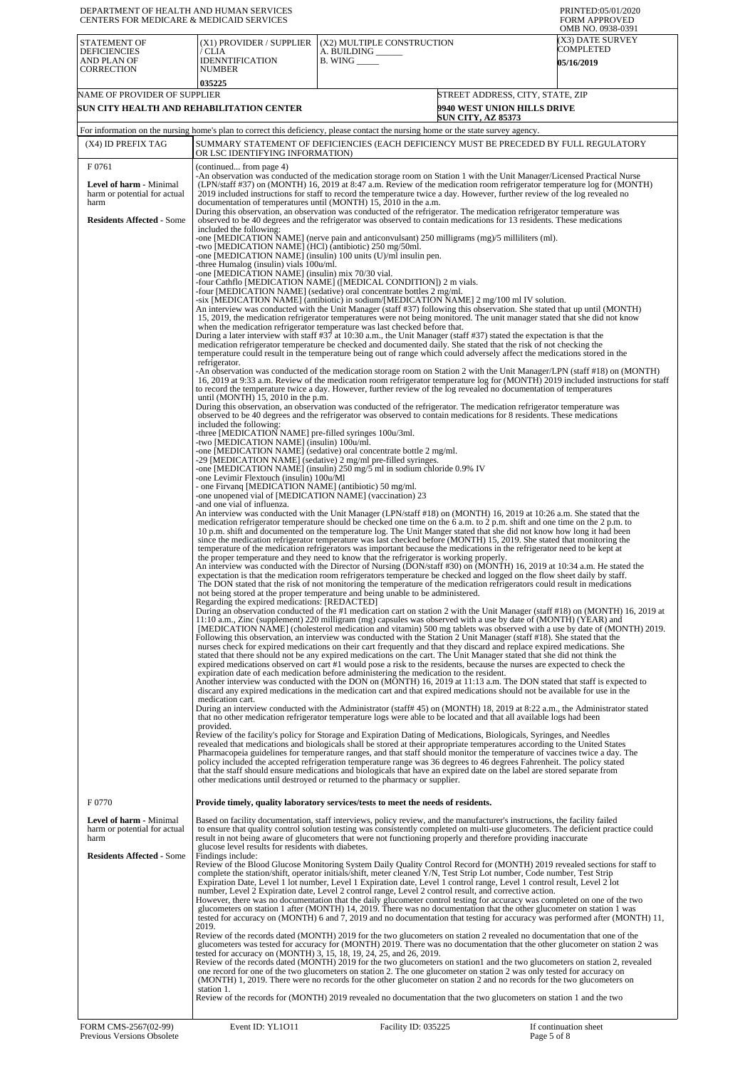| STATEMENT OF DEFICIENCIES AND PLAN OF CORRECTION | (X1) PROVIDER / SUPPLIER / CLIA IDENNTIFICATION NUMBER | (X2) MULTIPLE CONSTRUCTION A. BUILDING ______ B. WING _____ | (X3) DATE SURVEY COMPLETED |
|---|---|---|---|
| | 035225 | | 05/16/2019 |

| NAME OF PROVIDER OF SUPPLIER | STREET ADDRESS, CITY, STATE, ZIP |
|---|---|
| SUN CITY HEALTH AND REHABILITATION CENTER | 9940 WEST UNION HILLS DRIVE SUN CITY, AZ 85373 |

For information on the nursing home's plan to correct this deficiency, please contact the nursing home or the state survey agency.

| (X4) ID PREFIX TAG | SUMMARY STATEMENT OF DEFICIENCIES (EACH DEFICIENCY MUST BE PRECEDED BY FULL REGULATORY OR LSC IDENTIFYING INFORMATION) |
|---|---|
| F 0761 **Level of harm** - Minimal harm or potential for actual harm **Residents Affected** - Some | (continued... from page 4) -An observation was conducted of the medication storage room on Station 1 with the Unit Manager/Licensed Practical Nurse (LPN/staff #37) on (MONTH) 16, 2019 at 8:47 a.m. Review of the medication room refrigerator temperature log for (MONTH) 2019 included instructions for staff to record the temperature twice a day. However, further review of the log revealed no documentation of temperatures until (MONTH) 15, 2010 in the a.m. During this observation, an observation was conducted of the refrigerator. The medication refrigerator temperature was observed to be 40 degrees and the refrigerator was observed to contain medications for 13 residents. These medications included the following: -one [MEDICATION NAME] (nerve pain and anticonvulsant) 250 milligrams (mg)/5 milliliters (ml). -two [MEDICATION NAME] (HCl) (antibiotic) 250 mg/50ml. -one [MEDICATION NAME] (insulin) 100 units (U)/ml insulin pen. -three Humalog (insulin) vials 100u/ml. -one [MEDICATION NAME] (insulin) mix 70/30 vial. -four Cathflo [MEDICATION NAME] ([MEDICAL CONDITION]) 2 m vials. -four [MEDICATION NAME] (sedative) oral concentrate bottles 2 mg/ml. -six [MEDICATION NAME] (antibiotic) in sodium/[MEDICATION NAME] 2 mg/100 ml IV solution. An interview was conducted with the Unit Manager (staff #37) following this observation. She stated that up until (MONTH) 15, 2019, the medication refrigerator temperatures were not being monitored. The unit manager stated that she did not know when the medication refrigerator temperature was last checked before that. During a later interview with staff #37 at 10:30 a.m., the Unit Manager (staff #37) stated the expectation is that the medication refrigerator temperature be checked and documented daily. She stated that the risk of not checking the temperature could result in the temperature being out of range which could adversely affect the medications stored in the refrigerator. -An observation was conducted of the medication storage room on Station 2 with the Unit Manager/LPN (staff #18) on (MONTH) 16, 2019 at 9:33 a.m. Review of the medication room refrigerator temperature log for (MONTH) 2019 included instructions for staff to record the temperature twice a day. However, further review of the log revealed no documentation of temperatures until (MONTH) 15, 2010 in the p.m. During this observation, an observation was conducted of the refrigerator. The medication refrigerator temperature was observed to be 40 degrees and the refrigerator was observed to contain medications for 8 residents. These medications included the following: -three [MEDICATION NAME] pre-filled syringes 100u/3ml. -two [MEDICATION NAME] (insulin) 100u/ml. -one [MEDICATION NAME] (sedative) oral concentrate bottle 2 mg/ml. -29 [MEDICATION NAME] (sedative) 2 mg/ml pre-filled syringes. -one [MEDICATION NAME] (insulin) 250 mg/5 ml in sodium chloride 0.9% IV -one Levimir Flextouch (insulin) 100u/Ml - one Firvanq [MEDICATION NAME] (antibiotic) 50 mg/ml. -one unopened vial of [MEDICATION NAME] (vaccination) 23 -and one vial of influenza. An interview was conducted with the Unit Manager (LPN/staff #18) on (MONTH) 16, 2019 at 10:26 a.m. She stated that the medication refrigerator temperature should be checked one time on the 6 a.m. to 2 p.m. shift and one time on the 2 p.m. to 10 p.m. shift and documented on the temperature log. The Unit Manger stated that she did not know how long it had been since the medication refrigerator temperature was last checked before (MONTH) 15, 2019. She stated that monitoring the temperature of the medication refrigerators was important because the medications in the refrigerator need to be kept at the proper temperature and they need to know that the refrigerator is working properly. An interview was conducted with the Director of Nursing (DON/staff #30) on (MONTH) 16, 2019 at 10:34 a.m. He stated the expectation is that the medication room refrigerators temperature be checked and logged on the flow sheet daily by staff. The DON stated that the risk of not monitoring the temperature of the medication refrigerators could result in medications not being stored at the proper temperature and being unable to be administered. Regarding the expired medications: [REDACTED] During an observation conducted of the #1 medication cart on station 2 with the Unit Manager (staff #18) on (MONTH) 16, 2019 at 11:10 a.m., Zinc (supplement) 220 milligram (mg) capsules was observed with a use by date of (MONTH) (YEAR) and [MEDICATION NAME] (cholesterol medication and vitamin) 500 mg tablets was observed with a use by date of (MONTH) 2019. Following this observation, an interview was conducted with the Station 2 Unit Manager (staff #18). She stated that the nurses check for expired medications on their cart frequently and they discard and replace expired medications. She stated that there should not be any expired medications on the cart. The Unit Manager stated that she did not think the expired medications observed on cart #1 would pose a risk to the residents, because the nurses are expected to check the expiration date of each medication before administering the medication to the resident. Another interview was conducted with the DON on (MONTH) 16, 2019 at 11:13 a.m. The DON stated that staff is expected to discard any expired medications in the medication cart and that expired medications should not be available for use in the medication cart. During an interview conducted with the Administrator (staff# 45) on (MONTH) 18, 2019 at 8:22 a.m., the Administrator stated that no other medication refrigerator temperature logs were able to be located and that all available logs had been provided. Review of the facility's policy for Storage and Expiration Dating of Medications, Biologicals, Syringes, and Needles revealed that medications and biologicals shall be stored at their appropriate temperatures according to the United States Pharmacopeia guidelines for temperature ranges, and that staff should monitor the temperature of vaccines twice a day. The policy included the accepted refrigeration temperature range was 36 degrees to 46 degrees Fahrenheit. The policy stated that the staff should ensure medications and biologicals that have an expired date on the label are stored separate from other medications until destroyed or returned to the pharmacy or supplier. |
| F 0770 **Level of harm** - Minimal harm or potential for actual harm **Residents Affected** - Some | **Provide timely, quality laboratory services/tests to meet the needs of residents.** Based on facility documentation, staff interviews, policy review, and the manufacturer's instructions, the facility failed to ensure that quality control solution testing was consistently completed on multi-use glucometers. The deficient practice could result in not being aware of glucometers that were not functioning properly and therefore providing inaccurate glucose level results for residents with diabetes. Findings include: Review of the Blood Glucose Monitoring System Daily Quality Control Record for (MONTH) 2019 revealed sections for staff to complete the station/shift, operator initials/shift, meter cleaned Y/N, Test Strip Lot number, Code number, Test Strip Expiration Date, Level 1 lot number, Level 1 Expiration date, Level 1 control range, Level 1 control result, Level 2 lot number, Level 2 Expiration date, Level 2 control range, Level 2 control result, and corrective action. However, there was no documentation that the daily glucometer control testing for accuracy was completed on one of the two glucometers on station 1 after (MONTH) 14, 2019. There was no documentation that the other glucometer on station 1 was tested for accuracy on (MONTH) 6 and 7, 2019 and no documentation that testing for accuracy was performed after (MONTH) 11, 2019. Review of the records dated (MONTH) 2019 for the two glucometers on station 2 revealed no documentation that one of the glucometers was tested for accuracy for (MONTH) 2019. There was no documentation that the other glucometer on station 2 was tested for accuracy on (MONTH) 3, 15, 18, 19, 24, 25, and 26, 2019. Review of the records dated (MONTH) 2019 for the two glucometers on station1 and the two glucometers on station 2, revealed one record for one of the two glucometers on station 2. The one glucometer on station 2 was only tested for accuracy on (MONTH) 1, 2019. There were no records for the other glucometer on station 2 and no records for the two glucometers on station 1. Review of the records for (MONTH) 2019 revealed no documentation that the two glucometers on station 1 and the two |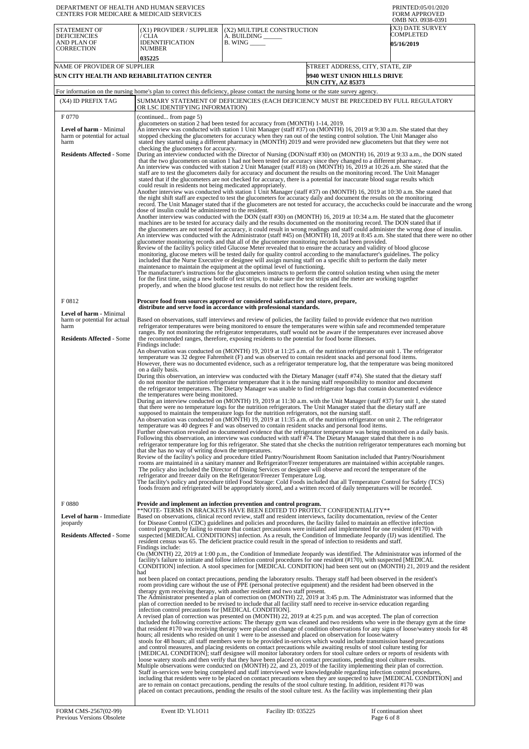DEPARTMENT OF HEALTH AND HUMAN SERVICES
CENTERS FOR MEDICARE & MEDICAID SERVICES

PRINTED:05/01/2020
FORM APPROVED
OMB NO. 0938-0391

| STATEMENT OF DEFICIENCIES AND PLAN OF CORRECTION | (X1) PROVIDER / SUPPLIER / CLIA IDENNTIFICATION NUMBER | (X2) MULTIPLE CONSTRUCTION A. BUILDING ______ B. WING _____ | (X3) DATE SURVEY COMPLETED |
|---|---|---|---|
| | 035225 | | 05/16/2019 |

| NAME OF PROVIDER OF SUPPLIER | STREET ADDRESS, CITY, STATE, ZIP |
|---|---|
| SUN CITY HEALTH AND REHABILITATION CENTER | 9940 WEST UNION HILLS DRIVE SUN CITY, AZ 85373 |

For information on the nursing home's plan to correct this deficiency, please contact the nursing home or the state survey agency.

| (X4) ID PREFIX TAG | SUMMARY STATEMENT OF DEFICIENCIES (EACH DEFICIENCY MUST BE PRECEDED BY FULL REGULATORY OR LSC IDENTIFYING INFORMATION) |
|---|---|
| F 0770<br><br>**Level of harm** - Minimal harm or potential for actual harm<br><br>**Residents Affected** - Some | (continued... from page 5)<br>glucometers on station 2 had been tested for accuracy from (MONTH) 1-14, 2019.<br>An interview was conducted with station 1 Unit Manager (staff #37) on (MONTH) 16, 2019 at 9:30 a.m. She stated that they stopped checking the glucometers for accuracy when they ran out of the testing control solution. The Unit Manager also stated they started using a different pharmacy in (MONTH) 2019 and were provided new glucometers but that they were not checking the glucometers for accuracy.<br>During an interview conducted with the Director of Nursing (DON/staff #30) on (MONTH) 16, 2019 at 9:33 a.m., the DON stated that the two glucometers on station 1 had not been tested for accuracy since they changed to a different pharmacy.<br>An interview was conducted with station 2 Unit Manager (staff #18) on (MONTH) 16, 2019 at 10:26 a.m. She stated that the staff are to test the glucometers daily for accuracy and document the results on the monitoring record. The Unit Manager stated that if the glucometers are not checked for accuracy, there is a potential for inaccurate blood sugar results which could result in residents not being medicated appropriately.<br>Another interview was conducted with station 1 Unit Manager (staff #37) on (MONTH) 16, 2019 at 10:30 a.m. She stated that the night shift staff are expected to test the glucometers for accuracy daily and document the results on the monitoring record. The Unit Manager stated that if the glucometers are not tested for accuracy, the accuchecks could be inaccurate and the wrong dose of insulin could be administered to the resident.<br>Another interview was conducted with the DON (staff #30) on (MONTH) 16, 2019 at 10:34 a.m. He stated that the glucometer machines are to be tested for accuracy daily and the results documented on the monitoring record. The DON stated that if the glucometers are not tested for accuracy, it could result in wrong readings and staff could administer the wrong dose of insulin.<br>An interview was conducted with the Administrator (staff #45) on (MONTH) 18, 2019 at 8:45 a.m. She stated that there were no other glucometer monitoring records and that all of the glucometer monitoring records had been provided.<br>Review of the facility's policy titled Glucose Meter revealed that to ensure the accuracy and validity of blood glucose monitoring, glucose meters will be tested daily for quality control according to the manufacturer's guidelines. The policy included that the Nurse Executive or designee will assign nursing staff on a specific shift to perform the daily meter maintenance to maintain the equipment at the optimal level of functioning.<br>The manufacturer's instructions for the glucometers instructs to perform the control solution testing when using the meter for the first time, using a new bottle of test strips, to make sure the test strips and the meter are working together properly, and when the blood glucose test results do not reflect how the resident feels. |
| F 0812<br><br>**Level of harm** - Minimal harm or potential for actual harm<br><br>**Residents Affected** - Some | **Procure food from sources approved or considered satisfactory and store, prepare, distribute and serve food in accordance with professional standards.**<br><br>Based on observations, staff interviews and review of policies, the facility failed to provide evidence that two nutrition refrigerator temperatures were being monitored to ensure the temperatures were within safe and recommended temperature ranges. By not monitoring the refrigerator temperatures, staff would not be aware if the temperatures ever increased above the recommended ranges, therefore, exposing residents to the potential for food borne illnesses.<br>Findings include:<br>An observation was conducted on (MONTH) 19, 2019 at 11:25 a.m. of the nutrition refrigerator on unit 1. The refrigerator temperature was 32 degree Fahrenheit (F) and was observed to contain resident snacks and personal food items. However, there was no documented evidence, such as a refrigerator temperature log, that the temperature was being monitored on a daily basis.<br>During this observation, an interview was conducted with the Dietary Manager (staff #74). She stated that the dietary staff do not monitor the nutrition refrigerator temperature that it is the nursing staff responsibility to monitor and document the refrigerator temperatures. The Dietary Manager was unable to find refrigerator logs that contain documented evidence the temperatures were being monitored.<br>During an interview conducted on (MONTH) 19, 2019 at 11:30 a.m. with the Unit Manager (staff #37) for unit 1, she stated that there were no temperature logs for the nutrition refrigerators. The Unit Manager stated that the dietary staff are supposed to maintain the temperature logs for the nutrition refrigerators, not the nursing staff.<br>An observation was conducted on (MONTH) 19, 2019 at 11:35 a.m. of the nutrition refrigerator on unit 2. The refrigerator temperature was 40 degrees F and was observed to contain resident snacks and personal food items.<br>Further observation revealed no documented evidence that the refrigerator temperature was being monitored on a daily basis.<br>Following this observation, an interview was conducted with staff #74. The Dietary Manager stated that there is no refrigerator temperature log for this refrigerator. She stated that she checks the nutrition refrigerator temperatures each morning but that she has no way of writing down the temperatures.<br>Review of the facility's policy and procedure titled Pantry/Nourishment Room Sanitation included that Pantry/Nourishment rooms are maintained in a sanitary manner and Refrigerator/Freezer temperatures are maintained within acceptable ranges. The policy also included the Director of Dining Services or designee will observe and record the temperature of the refrigerator and freezer daily on the Refrigerator/Freezer Temperature Log.<br>The facility's policy and procedure titled Food Storage: Cold Foods included that all Temperature Control for Safety (TCS) foods frozen and refrigerated will be appropriately stored, and a written record of daily temperatures will be recorded. |
| F 0880<br><br>**Level of harm** - Immediate jeopardy<br><br>**Residents Affected** - Some | **Provide and implement an infection prevention and control program.**<br>**NOTE- TERMS IN BRACKETS HAVE BEEN EDITED TO PROTECT CONFIDENTIALITY**<br>Based on observations, clinical record review, staff and resident interviews, facility documentation, review of the Center for Disease Control (CDC) guidelines and policies and procedures, the facility failed to maintain an effective infection control program, by failing to ensure that contact precautions were initiated and implemented for one resident (#170) with suspected [MEDICAL CONDITIONS] infection. As a result, the Condition of Immediate Jeopardy (IJ) was identified. The resident census was 65. The deficient practice could result in the spread of infection to residents and staff.<br>Findings include:<br>On (MONTH) 22, 2019 at 1:00 p.m., the Condition of Immediate Jeopardy was identified. The Administrator was informed of the facility's failure to initiate and follow infection control procedures for one resident (#170), with suspected [MEDICAL CONDITION] infection. A stool specimen for [MEDICAL CONDITION] had been sent out on (MONTH) 21, 2019 and the resident had<br>not been placed on contact precautions, pending the laboratory results. Therapy staff had been observed in the resident's room providing care without the use of PPE (personal protective equipment) and the resident had been observed in the therapy gym receiving therapy, with another resident and two staff present.<br>The Administrator presented a plan of correction on (MONTH) 22, 2019 at 3:45 p.m. The Administrator was informed that the plan of correction needed to be revised to include that all facility staff need to receive in-service education regarding infection control precautions for [MEDICAL CONDITION].<br>A revised plan of correction was presented on (MONTH) 22, 2019 at 4:25 p.m. and was accepted. The plan of correction included the following corrective actions: The therapy gym was cleaned and two residents who were in the therapy gym at the time that resident #170 was receiving therapy were placed on change of condition observations for any signs of loose/watery stools for 48 hours; all residents who resided on unit 1 were to be assessed and placed on observation for loose/watery stools for 48 hours; all staff members were to be provided in-services which would include transmission based precautions and control measures, and placing residents on contact precautions while awaiting results of stool culture testing for [MEDICAL CONDITION]; staff designee will monitor laboratory orders for stool culture orders or reports of residents with loose watery stools and then verify that they have been placed on contact precautions, pending stool culture results.<br>Multiple observations were conducted on (MONTH) 22, and 23, 2019 of the facility implementing their plan of correction. Staff in-services were being completed and staff interviewed were knowledgeable regarding infection control procedures, including that residents were to be placed on contact precautions when they are suspected to have [MEDICAL CONDITION] and are to remain on contact precautions, pending the results of the stool culture testing. In addition, resident #170 was placed on contact precautions, pending the results of the stool culture test. As the facility was implementing their plan |

FORM CMS-2567(02-99) Previous Versions Obsolete | Event ID: YL1O11 | Facility ID: 035225 | If continuation sheet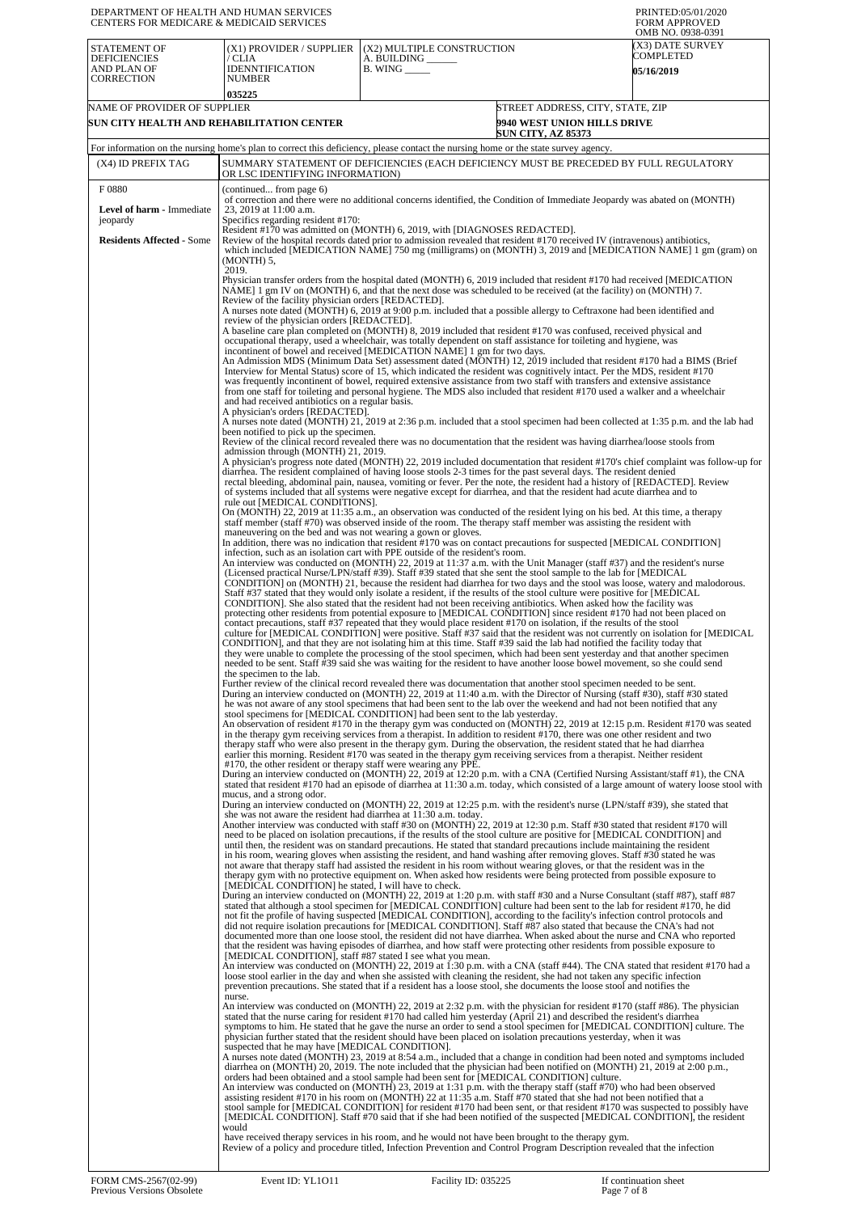DEPARTMENT OF HEALTH AND HUMAN SERVICES
CENTERS FOR MEDICARE & MEDICAID SERVICES

PRINTED:05/01/2020
FORM APPROVED
OMB NO. 0938-0391

| STATEMENT OF DEFICIENCIES AND PLAN OF CORRECTION | (X1) PROVIDER / SUPPLIER / CLIA IDENNTIFICATION NUMBER | (X2) MULTIPLE CONSTRUCTION A. BUILDING ______ B. WING _____ | (X3) DATE SURVEY COMPLETED |
|---|---|---|---|
| | 035225 | | 05/16/2019 |

| NAME OF PROVIDER OF SUPPLIER | STREET ADDRESS, CITY, STATE, ZIP |
|---|---|
| SUN CITY HEALTH AND REHABILITATION CENTER | 9940 WEST UNION HILLS DRIVE SUN CITY, AZ 85373 |

For information on the nursing home's plan to correct this deficiency, please contact the nursing home or the state survey agency.

| (X4) ID PREFIX TAG | SUMMARY STATEMENT OF DEFICIENCIES (EACH DEFICIENCY MUST BE PRECEDED BY FULL REGULATORY OR LSC IDENTIFYING INFORMATION) |
|---|---|
| F 0880<br><br>**Level of harm** - Immediate jeopardy<br><br>**Residents Affected** - Some | (continued... from page 6)<br>of correction and there were no additional concerns identified, the Condition of Immediate Jeopardy was abated on (MONTH) 23, 2019 at 11:00 a.m.<br>Specifics regarding resident #170:<br>Resident #170 was admitted on (MONTH) 6, 2019, with [DIAGNOSES REDACTED].<br>Review of the hospital records dated prior to admission revealed that resident #170 received IV (intravenous) antibiotics, which included [MEDICATION NAME] 750 mg (milligrams) on (MONTH) 3, 2019 and [MEDICATION NAME] 1 gm (gram) on (MONTH) 5, 2019.<br>Physician transfer orders from the hospital dated (MONTH) 6, 2019 included that resident #170 had received [MEDICATION NAME] 1 gm IV on (MONTH) 6, and that the next dose was scheduled to be received (at the facility) on (MONTH) 7.<br>Review of the facility physician orders [REDACTED].<br>A nurses note dated (MONTH) 6, 2019 at 9:00 p.m. included that a possible allergy to Ceftraxone had been identified and review of the physician orders [REDACTED].<br>A baseline care plan completed on (MONTH) 8, 2019 included that resident #170 was confused, received physical and occupational therapy, used a wheelchair, was totally dependent on staff assistance for toileting and hygiene, was incontinent of bowel and received [MEDICATION NAME] 1 gm for two days.<br>An Admission MDS (Minimum Data Set) assessment dated (MONTH) 12, 2019 included that resident #170 had a BIMS (Brief Interview for Mental Status) score of 15, which indicated the resident was cognitively intact. Per the MDS, resident #170 was frequently incontinent of bowel, required extensive assistance from two staff with transfers and extensive assistance from one staff for toileting and personal hygiene. The MDS also included that resident #170 used a walker and a wheelchair and had received antibiotics on a regular basis.<br>A physician's orders [REDACTED].<br>A nurses note dated (MONTH) 21, 2019 at 2:36 p.m. included that a stool specimen had been collected at 1:35 p.m. and the lab had been notified to pick up the specimen.<br>Review of the clinical record revealed there was no documentation that the resident was having diarrhea/loose stools from admission through (MONTH) 21, 2019.<br>A physician's progress note dated (MONTH) 22, 2019 included documentation that resident #170's chief complaint was follow-up for diarrhea. The resident complained of having loose stools 2-3 times for the past several days. The resident denied rectal bleeding, abdominal pain, nausea, vomiting or fever. Per the note, the resident had a history of [REDACTED]. Review of systems included that all systems were negative except for diarrhea, and that the resident had acute diarrhea and to rule out [MEDICAL CONDITIONS].<br>On (MONTH) 22, 2019 at 11:35 a.m., an observation was conducted of the resident lying on his bed. At this time, a therapy staff member (staff #70) was observed inside of the room. The therapy staff member was assisting the resident with maneuvering on the bed and was not wearing a gown or gloves.<br>In addition, there was no indication that resident #170 was on contact precautions for suspected [MEDICAL CONDITION] infection, such as an isolation cart with PPE outside of the resident's room.<br>An interview was conducted on (MONTH) 22, 2019 at 11:37 a.m. with the Unit Manager (staff #37) and the resident's nurse (Licensed practical Nurse/LPN/staff #39). Staff #39 stated that she sent the stool sample to the lab for [MEDICAL CONDITION] on (MONTH) 21, because the resident had diarrhea for two days and the stool was loose, watery and malodorous. Staff #37 stated that they would only isolate a resident, if the results of the stool culture were positive for [MEDICAL CONDITION]. She also stated that the resident had not been receiving antibiotics. When asked how the facility was protecting other residents from potential exposure to [MEDICAL CONDITION] since resident #170 had not been placed on contact precautions, staff #37 repeated that they would place resident #170 on isolation, if the results of the stool culture for [MEDICAL CONDITION] were positive. Staff #37 said that the resident was not currently on isolation for [MEDICAL CONDITION], and that they are not isolating him at this time. Staff #39 said the lab had notified the facility today that they were unable to complete the processing of the stool specimen, which had been sent yesterday and that another specimen needed to be sent. Staff #39 said she was waiting for the resident to have another loose bowel movement, so she could send the specimen to the lab.<br>Further review of the clinical record revealed there was documentation that another stool specimen needed to be sent.<br>During an interview conducted on (MONTH) 22, 2019 at 11:40 a.m. with the Director of Nursing (staff #30), staff #30 stated he was not aware of any stool specimens that had been sent to the lab over the weekend and had not been notified that any stool specimens for [MEDICAL CONDITION] had been sent to the lab yesterday.<br>An observation of resident #170 in the therapy gym was conducted on (MONTH) 22, 2019 at 12:15 p.m. Resident #170 was seated in the therapy gym receiving services from a therapist. In addition to resident #170, there was one other resident and two therapy staff who were also present in the therapy gym. During the observation, the resident stated that he had diarrhea earlier this morning. Resident #170 was seated in the therapy gym receiving services from a therapist. Neither resident #170, the other resident or therapy staff were wearing any PPE.<br>During an interview conducted on (MONTH) 22, 2019 at 12:20 p.m. with a CNA (Certified Nursing Assistant/staff #1), the CNA stated that resident #170 had an episode of diarrhea at 11:30 a.m. today, which consisted of a large amount of watery loose stool with mucus, and a strong odor.<br>During an interview conducted on (MONTH) 22, 2019 at 12:25 p.m. with the resident's nurse (LPN/staff #39), she stated that she was not aware the resident had diarrhea at 11:30 a.m. today.<br>Another interview was conducted with staff #30 on (MONTH) 22, 2019 at 12:30 p.m. Staff #30 stated that resident #170 will need to be placed on isolation precautions, if the results of the stool culture are positive for [MEDICAL CONDITION] and until then, the resident was on standard precautions. He stated that standard precautions include maintaining the resident in his room, wearing gloves when assisting the resident, and hand washing after removing gloves. Staff #30 stated he was not aware that therapy staff had assisted the resident in his room without wearing gloves, or that the resident was in the therapy gym with no protective equipment on. When asked how residents were being protected from possible exposure to [MEDICAL CONDITION] he stated, I will have to check.<br>During an interview conducted on (MONTH) 22, 2019 at 1:20 p.m. with staff #30 and a Nurse Consultant (staff #87), staff #87 stated that although a stool specimen for [MEDICAL CONDITION] culture had been sent to the lab for resident #170, he did not fit the profile of having suspected [MEDICAL CONDITION], according to the facility's infection control protocols and did not require isolation precautions for [MEDICAL CONDITION]. Staff #87 also stated that because the CNA's had not documented more than one loose stool, the resident did not have diarrhea. When asked about the nurse and CNA who reported that the resident was having episodes of diarrhea, and how staff were protecting other residents from possible exposure to [MEDICAL CONDITION], staff #87 stated I see what you mean.<br>An interview was conducted on (MONTH) 22, 2019 at 1:30 p.m. with a CNA (staff #44). The CNA stated that resident #170 had a loose stool earlier in the day and when she assisted with cleaning the resident, she had not taken any specific infection prevention precautions. She stated that if a resident has a loose stool, she documents the loose stool and notifies the nurse.<br>An interview was conducted on (MONTH) 22, 2019 at 2:32 p.m. with the physician for resident #170 (staff #86). The physician stated that the nurse caring for resident #170 had called him yesterday (April 21) and described the resident's diarrhea symptoms to him. He stated that he gave the nurse an order to send a stool specimen for [MEDICAL CONDITION] culture. The physician further stated that the resident should have been placed on isolation precautions yesterday, when it was suspected that he may have [MEDICAL CONDITION].<br>A nurses note dated (MONTH) 23, 2019 at 8:54 a.m., included that a change in condition had been noted and symptoms included diarrhea on (MONTH) 20, 2019. The note included that the physician had been notified on (MONTH) 21, 2019 at 2:00 p.m., orders had been obtained and a stool sample had been sent for [MEDICAL CONDITION] culture.<br>An interview was conducted on (MONTH) 23, 2019 at 1:31 p.m. with the therapy staff (staff #70) who had been observed assisting resident #170 in his room on (MONTH) 22 at 11:35 a.m. Staff #70 stated that she had not been notified that a stool sample for [MEDICAL CONDITION] for resident #170 had been sent, or that resident #170 was suspected to possibly have [MEDICAL CONDITION]. Staff #70 said that if she had been notified of the suspected [MEDICAL CONDITION], the resident would have received therapy services in his room, and he would not have been brought to the therapy gym.<br>Review of a policy and procedure titled, Infection Prevention and Control Program Description revealed that the infection |

FORM CMS-2567(02-99) Previous Versions Obsolete | Event ID: YL1O11 | Facility ID: 035225 | If continuation sheet Page 7 of 8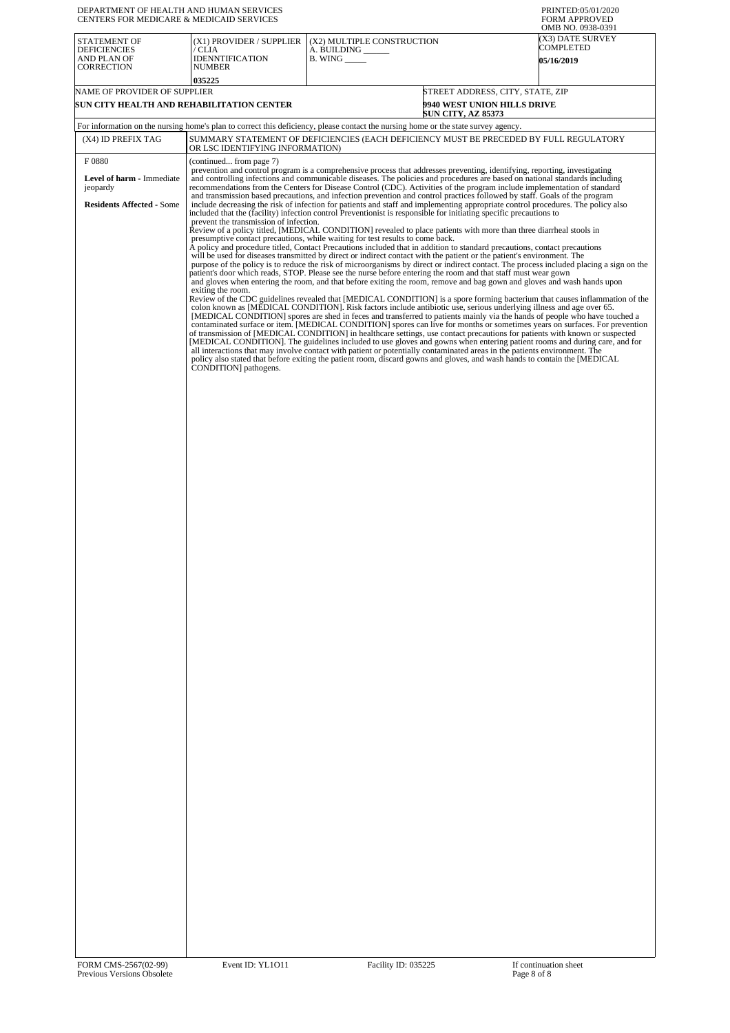DEPARTMENT OF HEALTH AND HUMAN SERVICES
CENTERS FOR MEDICARE & MEDICAID SERVICES

PRINTED:05/01/2020
FORM APPROVED
OMB NO. 0938-0391

| STATEMENT OF DEFICIENCIES AND PLAN OF CORRECTION | (X1) PROVIDER / SUPPLIER / CLIA IDENNTIFICATION NUMBER | (X2) MULTIPLE CONSTRUCTION | (X3) DATE SURVEY COMPLETED |
|---|---|---|---|
| | 035225 | A. BUILDING ______ B. WING _____ | 05/16/2019 |

| NAME OF PROVIDER OF SUPPLIER | STREET ADDRESS, CITY, STATE, ZIP |
|---|---|
| SUN CITY HEALTH AND REHABILITATION CENTER | 9940 WEST UNION HILLS DRIVE SUN CITY, AZ 85373 |

For information on the nursing home's plan to correct this deficiency, please contact the nursing home or the state survey agency.

| (X4) ID PREFIX TAG | SUMMARY STATEMENT OF DEFICIENCIES (EACH DEFICIENCY MUST BE PRECEDED BY FULL REGULATORY OR LSC IDENTIFYING INFORMATION) |
|---|---|
| F 0880<br><br>**Level of harm** - Immediate jeopardy<br><br>**Residents Affected** - Some | (continued... from page 7)<br>prevention and control program is a comprehensive process that addresses preventing, identifying, reporting, investigating and controlling infections and communicable diseases. The policies and procedures are based on national standards including recommendations from the Centers for Disease Control (CDC). Activities of the program include implementation of standard and transmission based precautions, and infection prevention and control practices followed by staff. Goals of the program include decreasing the risk of infection for patients and staff and implementing appropriate control procedures. The policy also included that the (facility) infection control Preventionist is responsible for initiating specific precautions to prevent the transmission of infection.<br>Review of a policy titled, [MEDICAL CONDITION] revealed to place patients with more than three diarrheal stools in presumptive contact precautions, while waiting for test results to come back.<br>A policy and procedure titled, Contact Precautions included that in addition to standard precautions, contact precautions will be used for diseases transmitted by direct or indirect contact with the patient or the patient's environment. The purpose of the policy is to reduce the risk of microorganisms by direct or indirect contact. The process included placing a sign on the patient's door which reads, STOP. Please see the nurse before entering the room and that staff must wear gown and gloves when entering the room, and that before exiting the room, remove and bag gown and gloves and wash hands upon exiting the room.<br>Review of the CDC guidelines revealed that [MEDICAL CONDITION] is a spore forming bacterium that causes inflammation of the colon known as [MEDICAL CONDITION]. Risk factors include antibiotic use, serious underlying illness and age over 65. [MEDICAL CONDITION] spores are shed in feces and transferred to patients mainly via the hands of people who have touched a contaminated surface or item. [MEDICAL CONDITION] spores can live for months or sometimes years on surfaces. For prevention of transmission of [MEDICAL CONDITION] in healthcare settings, use contact precautions for patients with known or suspected [MEDICAL CONDITION]. The guidelines included to use gloves and gowns when entering patient rooms and during care, and for all interactions that may involve contact with patient or potentially contaminated areas in the patients environment. The policy also stated that before exiting the patient room, discard gowns and gloves, and wash hands to contain the [MEDICAL CONDITION] pathogens. |

FORM CMS-2567(02-99) Previous Versions Obsolete | Event ID: YL1O11 | Facility ID: 035225 | If continuation sheet